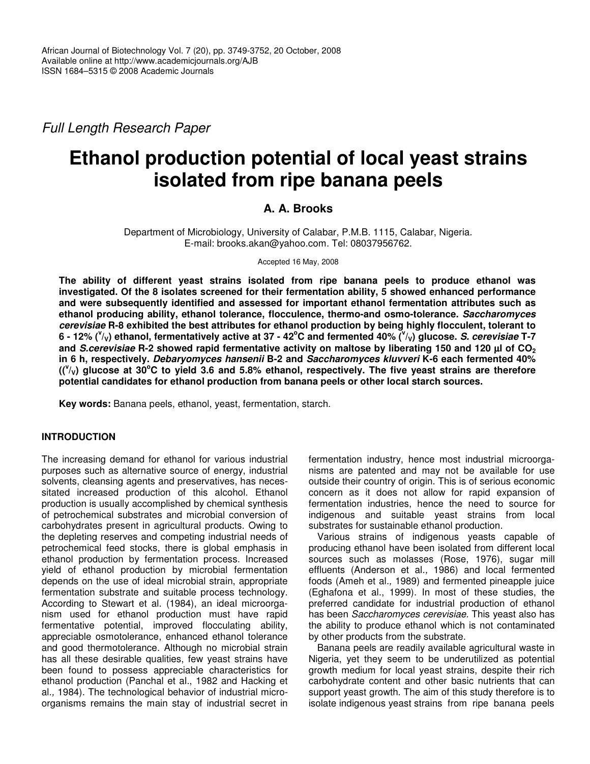*Full Length Research Paper*

# Ethanol production potential of local yeast strains isolated from ripe banana peels

**A. A. Brooks**

Department of Microbiology, University of Calabar, P.M.B. 1115, Calabar, Nigeria.
E-mail: brooks.akan@yahoo.com. Tel: 08037956762.

Accepted 16 May, 2008

**The ability of different yeast strains isolated from ripe banana peels to produce ethanol was investigated. Of the 8 isolates screened for their fermentation ability, 5 showed enhanced performance and were subsequently identified and assessed for important ethanol fermentation attributes such as ethanol producing ability, ethanol tolerance, flocculence, thermo-and osmo-tolerance. *Saccharomyces cerevisiae* R-8 exhibited the best attributes for ethanol production by being highly flocculent, tolerant to 6 - 12% ($^v/_v$) ethanol, fermentatively active at 37 - 42°C and fermented 40% ($^v/_v$) glucose. *S. cerevisiae* T-7 and *S.cerevisiae* R-2 showed rapid fermentative activity on maltose by liberating 150 and 120 µl of $CO_2$ in 6 h, respectively. *Debaryomyces hansenii* B-2 and *Saccharomyces kluvveri* K-6 each fermented 40% (($^v/_v$) glucose at 30°C to yield 3.6 and 5.8% ethanol, respectively. The five yeast strains are therefore potential candidates for ethanol production from banana peels or other local starch sources.**

**Key words:** Banana peels, ethanol, yeast, fermentation, starch.

## INTRODUCTION

The increasing demand for ethanol for various industrial purposes such as alternative source of energy, industrial solvents, cleansing agents and preservatives, has necessitated increased production of this alcohol. Ethanol production is usually accomplished by chemical synthesis of petrochemical substrates and microbial conversion of carbohydrates present in agricultural products. Owing to the depleting reserves and competing industrial needs of petrochemical feed stocks, there is global emphasis in ethanol production by fermentation process. Increased yield of ethanol production by microbial fermentation depends on the use of ideal microbial strain, appropriate fermentation substrate and suitable process technology. According to Stewart et al. (1984), an ideal microorganism used for ethanol production must have rapid fermentative potential, improved flocculating ability, appreciable osmotolerance, enhanced ethanol tolerance and good thermotolerance. Although no microbial strain has all these desirable qualities, few yeast strains have been found to possess appreciable characteristics for ethanol production (Panchal et al., 1982 and Hacking et al*.,* 1984). The technological behavior of industrial microorganisms remains the main stay of industrial secret in fermentation industry, hence most industrial microorganisms are patented and may not be available for use outside their country of origin. This is of serious economic concern as it does not allow for rapid expansion of fermentation industries, hence the need to source for indigenous and suitable yeast strains from local substrates for sustainable ethanol production.

Various strains of indigenous yeasts capable of producing ethanol have been isolated from different local sources such as molasses (Rose, 1976), sugar mill effluents (Anderson et al*.,* 1986) and local fermented foods (Ameh et al*.,* 1989) and fermented pineapple juice (Eghafona et al., 1999). In most of these studies, the preferred candidate for industrial production of ethanol has been *Saccharomyces cerevisiae.* This yeast also has the ability to produce ethanol which is not contaminated by other products from the substrate.

Banana peels are readily available agricultural waste in Nigeria, yet they seem to be underutilized as potential growth medium for local yeast strains, despite their rich carbohydrate content and other basic nutrients that can support yeast growth. The aim of this study therefore is to isolate indigenous yeast strains from ripe banana peels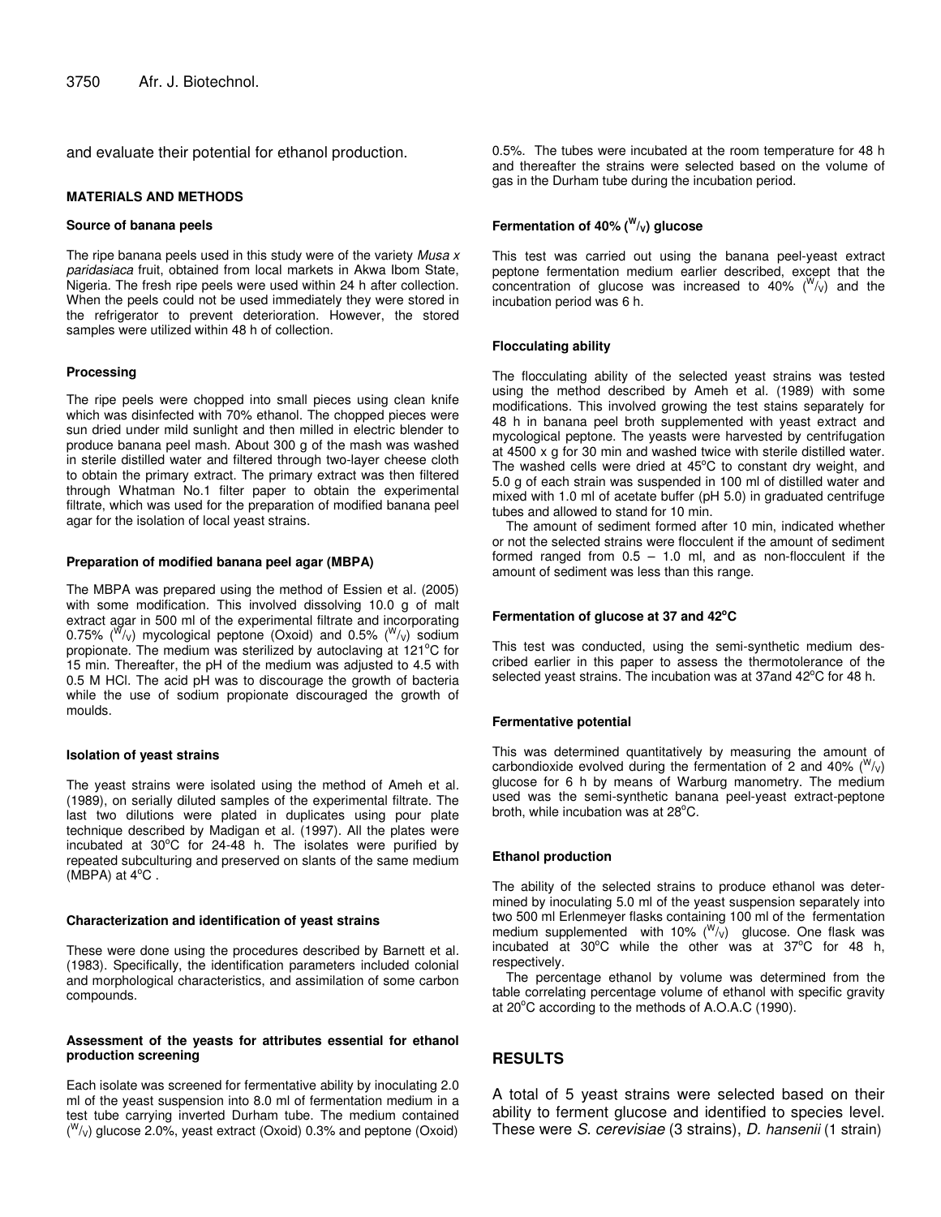and evaluate their potential for ethanol production.

## MATERIALS AND METHODS

### Source of banana peels

The ripe banana peels used in this study were of the variety *Musa x paridasiaca* fruit, obtained from local markets in Akwa Ibom State, Nigeria. The fresh ripe peels were used within 24 h after collection. When the peels could not be used immediately they were stored in the refrigerator to prevent deterioration. However, the stored samples were utilized within 48 h of collection.

### Processing

The ripe peels were chopped into small pieces using clean knife which was disinfected with 70% ethanol. The chopped pieces were sun dried under mild sunlight and then milled in electric blender to produce banana peel mash. About 300 g of the mash was washed in sterile distilled water and filtered through two-layer cheese cloth to obtain the primary extract. The primary extract was then filtered through Whatman No.1 filter paper to obtain the experimental filtrate, which was used for the preparation of modified banana peel agar for the isolation of local yeast strains.

### Preparation of modified banana peel agar (MBPA)

The MBPA was prepared using the method of Essien et al. (2005) with some modification. This involved dissolving 10.0 g of malt extract agar in 500 ml of the experimental filtrate and incorporating 0.75% ($^W/_V$) mycological peptone (Oxoid) and 0.5% ($^W/_V$) sodium propionate. The medium was sterilized by autoclaving at 121°C for 15 min. Thereafter, the pH of the medium was adjusted to 4.5 with 0.5 M HCl. The acid pH was to discourage the growth of bacteria while the use of sodium propionate discouraged the growth of moulds.

### Isolation of yeast strains

The yeast strains were isolated using the method of Ameh et al. (1989), on serially diluted samples of the experimental filtrate. The last two dilutions were plated in duplicates using pour plate technique described by Madigan et al. (1997). All the plates were incubated at 30°C for 24-48 h. The isolates were purified by repeated subculturing and preserved on slants of the same medium (MBPA) at 4°C .

### Characterization and identification of yeast strains

These were done using the procedures described by Barnett et al. (1983). Specifically, the identification parameters included colonial and morphological characteristics, and assimilation of some carbon compounds.

### Assessment of the yeasts for attributes essential for ethanol production screening

Each isolate was screened for fermentative ability by inoculating 2.0 ml of the yeast suspension into 8.0 ml of fermentation medium in a test tube carrying inverted Durham tube. The medium contained ($^W/_V$) glucose 2.0%, yeast extract (Oxoid) 0.3% and peptone (Oxoid) 0.5%. The tubes were incubated at the room temperature for 48 h and thereafter the strains were selected based on the volume of gas in the Durham tube during the incubation period.

### Fermentation of 40% ($^W/_V$) glucose

This test was carried out using the banana peel-yeast extract peptone fermentation medium earlier described, except that the concentration of glucose was increased to 40% ($^W/_V$) and the incubation period was 6 h.

### Flocculating ability

The flocculating ability of the selected yeast strains was tested using the method described by Ameh et al. (1989) with some modifications. This involved growing the test stains separately for 48 h in banana peel broth supplemented with yeast extract and mycological peptone. The yeasts were harvested by centrifugation at 4500 x g for 30 min and washed twice with sterile distilled water. The washed cells were dried at 45°C to constant dry weight, and 5.0 g of each strain was suspended in 100 ml of distilled water and mixed with 1.0 ml of acetate buffer (pH 5.0) in graduated centrifuge tubes and allowed to stand for 10 min.

The amount of sediment formed after 10 min, indicated whether or not the selected strains were flocculent if the amount of sediment formed ranged from 0.5 – 1.0 ml, and as non-flocculent if the amount of sediment was less than this range.

### Fermentation of glucose at 37 and 42°C

This test was conducted, using the semi-synthetic medium described earlier in this paper to assess the thermotolerance of the selected yeast strains. The incubation was at 37and 42°C for 48 h.

### Fermentative potential

This was determined quantitatively by measuring the amount of carbondioxide evolved during the fermentation of 2 and 40% ($^W/_V$) glucose for 6 h by means of Warburg manometry. The medium used was the semi-synthetic banana peel-yeast extract-peptone broth, while incubation was at 28°C.

### Ethanol production

The ability of the selected strains to produce ethanol was determined by inoculating 5.0 ml of the yeast suspension separately into two 500 ml Erlenmeyer flasks containing 100 ml of the fermentation medium supplemented with 10% ($^W/_V$) glucose. One flask was incubated at 30°C while the other was at 37°C for 48 h, respectively.

The percentage ethanol by volume was determined from the table correlating percentage volume of ethanol with specific gravity at 20°C according to the methods of A.O.A.C (1990).

## RESULTS

A total of 5 yeast strains were selected based on their ability to ferment glucose and identified to species level. These were *S. cerevisiae* (3 strains), *D. hansenii* (1 strain)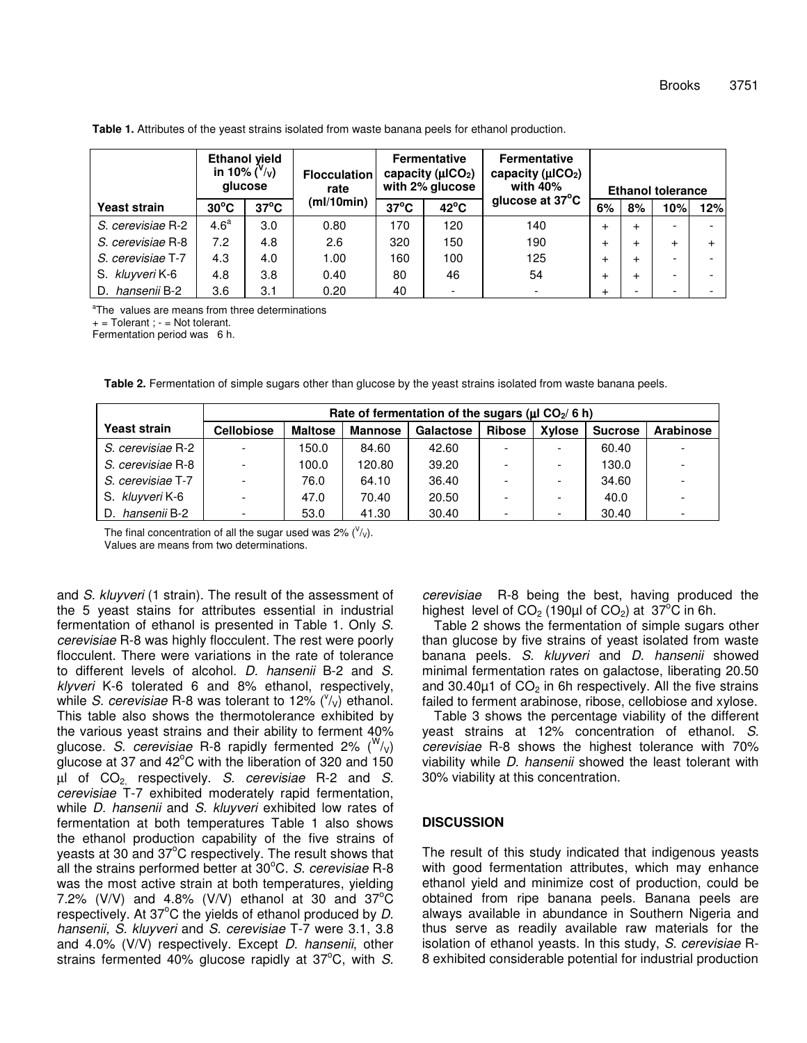**Table 1.** Attributes of the yeast strains isolated from waste banana peels for ethanol production.

| Yeast strain | Ethanol yield in 10% ($^{V}/_{V}$) glucose | | Flocculation rate (ml/10min) | Fermentative capacity (µl$CO_2$) with 2% glucose | | Fermentative capacity (µl$CO_2$) with 40% glucose at 37°C | Ethanol tolerance | | | |
|---|---|---|---|---|---|---|---|---|---|---|
| | 30°C | 37°C | | 37°C | 42°C | | 6% | 8% | 10% | 12% |
| *S. cerevisiae* R-2 | 4.6[a] | 3.0 | 0.80 | 170 | 120 | 140 | + | + | - | - |
| *S. cerevisiae* R-8 | 7.2 | 4.8 | 2.6 | 320 | 150 | 190 | + | + | + | + |
| *S. cerevisiae* T-7 | 4.3 | 4.0 | 1.00 | 160 | 100 | 125 | + | + | - | - |
| S. *kluyveri* K-6 | 4.8 | 3.8 | 0.40 | 80 | 46 | 54 | + | + | - | - |
| D. *hansenii* B-2 | 3.6 | 3.1 | 0.20 | 40 | - | - | + | - | - | - |

[a]The values are means from three determinations

+ = Tolerant ; - = Not tolerant.

Fermentation period was 6 h.

**Table 2.** Fermentation of simple sugars other than glucose by the yeast strains isolated from waste banana peels.

| Yeast strain | Rate of fermentation of the sugars (µl $CO_2$/ 6 h) | | | | | | | |
|---|---|---|---|---|---|---|---|---|
| | Cellobiose | Maltose | Mannose | Galactose | Ribose | Xylose | Sucrose | Arabinose |
| *S. cerevisiae* R-2 | - | 150.0 | 84.60 | 42.60 | - | - | 60.40 | - |
| *S. cerevisiae* R-8 | - | 100.0 | 120.80 | 39.20 | - | - | 130.0 | - |
| *S. cerevisiae* T-7 | - | 76.0 | 64.10 | 36.40 | - | - | 34.60 | - |
| S. *kluyveri* K-6 | - | 47.0 | 70.40 | 20.50 | - | - | 40.0 | - |
| D. *hansenii* B-2 | - | 53.0 | 41.30 | 30.40 | - | - | 30.40 | - |

The final concentration of all the sugar used was 2% ($^{V}/_{V}$).

Values are means from two determinations.

and *S. kluyveri* (1 strain). The result of the assessment of the 5 yeast stains for attributes essential in industrial fermentation of ethanol is presented in Table 1. Only *S. cerevisiae* R-8 was highly flocculent. The rest were poorly flocculent. There were variations in the rate of tolerance to different levels of alcohol. *D. hansenii* B-2 and *S. klyveri* K-6 tolerated 6 and 8% ethanol, respectively, while *S. cerevisiae* R-8 was tolerant to 12% ($^{v}/_{v}$) ethanol. This table also shows the thermotolerance exhibited by the various yeast strains and their ability to ferment 40% glucose. *S. cerevisiae* R-8 rapidly fermented 2% ($^{W}/_{V}$) glucose at 37 and 42°C with the liberation of 320 and 150 µl of $CO_2$, respectively. *S. cerevisiae* R-2 and *S. cerevisiae* T-7 exhibited moderately rapid fermentation, while *D. hansenii* and *S. kluyveri* exhibited low rates of fermentation at both temperatures Table 1 also shows the ethanol production capability of the five strains of yeasts at 30 and 37°C respectively. The result shows that all the strains performed better at 30°C. *S. cerevisiae* R-8 was the most active strain at both temperatures, yielding 7.2% (V/V) and 4.8% (V/V) ethanol at 30 and 37°C respectively. At 37°C the yields of ethanol produced by *D. hansenii, S. kluyveri* and *S. cerevisiae* T-7 were 3.1, 3.8 and 4.0% (V/V) respectively. Except *D. hansenii*, other strains fermented 40% glucose rapidly at 37°C, with *S. cerevisiae* R-8 being the best, having produced the highest level of $CO_2$ (190µl of $CO_2$) at 37°C in 6h.

Table 2 shows the fermentation of simple sugars other than glucose by five strains of yeast isolated from waste banana peels. *S. kluyveri* and *D. hansenii* showed minimal fermentation rates on galactose, liberating 20.50 and 30.40µ1 of $CO_2$ in 6h respectively. All the five strains failed to ferment arabinose, ribose, cellobiose and xylose.

Table 3 shows the percentage viability of the different yeast strains at 12% concentration of ethanol. *S. cerevisiae* R-8 shows the highest tolerance with 70% viability while *D. hansenii* showed the least tolerant with 30% viability at this concentration.

## DISCUSSION

The result of this study indicated that indigenous yeasts with good fermentation attributes, which may enhance ethanol yield and minimize cost of production, could be obtained from ripe banana peels. Banana peels are always available in abundance in Southern Nigeria and thus serve as readily available raw materials for the isolation of ethanol yeasts. In this study, *S. cerevisiae* R-8 exhibited considerable potential for industrial production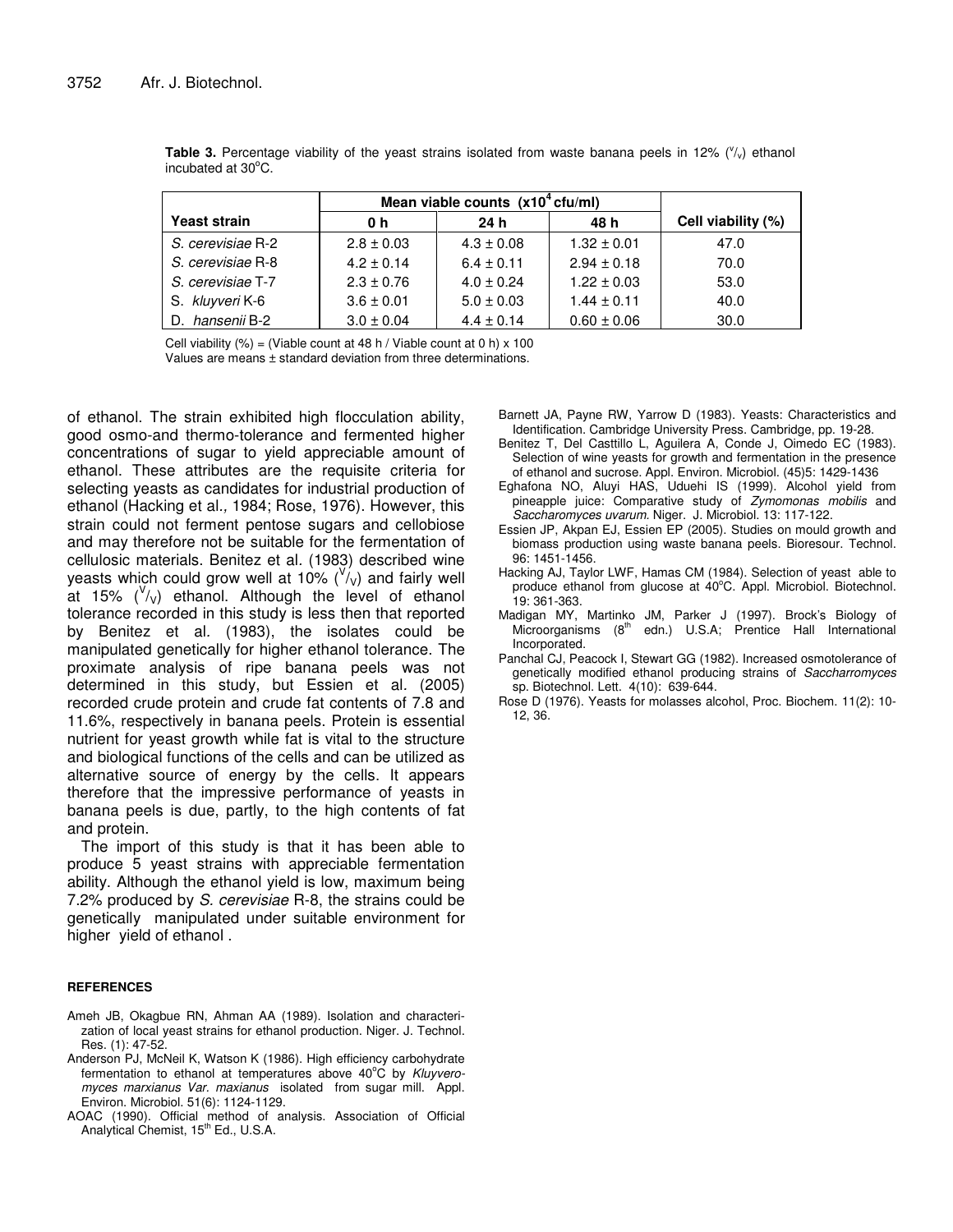**Table 3.** Percentage viability of the yeast strains isolated from waste banana peels in 12% ($^v/_v$) ethanol incubated at 30°C.

| Yeast strain | Mean viable counts ($\times 10^4$ cfu/ml) | | | Cell viability (%) |
|---|---|---|---|---|
| | 0 h | 24 h | 48 h | |
| *S. cerevisiae* R-2 | 2.8 ± 0.03 | 4.3 ± 0.08 | 1.32 ± 0.01 | 47.0 |
| *S. cerevisiae* R-8 | 4.2 ± 0.14 | 6.4 ± 0.11 | 2.94 ± 0.18 | 70.0 |
| *S. cerevisiae* T-7 | 2.3 ± 0.76 | 4.0 ± 0.24 | 1.22 ± 0.03 | 53.0 |
| S. *kluyveri* K-6 | 3.6 ± 0.01 | 5.0 ± 0.03 | 1.44 ± 0.11 | 40.0 |
| D. *hansenii* B-2 | 3.0 ± 0.04 | 4.4 ± 0.14 | 0.60 ± 0.06 | 30.0 |

Cell viability (%) = (Viable count at 48 h / Viable count at 0 h) x 100
Values are means ± standard deviation from three determinations.

of ethanol. The strain exhibited high flocculation ability, good osmo-and thermo-tolerance and fermented higher concentrations of sugar to yield appreciable amount of ethanol. These attributes are the requisite criteria for selecting yeasts as candidates for industrial production of ethanol (Hacking et al., 1984; Rose, 1976). However, this strain could not ferment pentose sugars and cellobiose and may therefore not be suitable for the fermentation of cellulosic materials. Benitez et al. (1983) described wine yeasts which could grow well at 10% ($^V/_V$) and fairly well at 15% ($^V/_V$) ethanol. Although the level of ethanol tolerance recorded in this study is less then that reported by Benitez et al. (1983), the isolates could be manipulated genetically for higher ethanol tolerance. The proximate analysis of ripe banana peels was not determined in this study, but Essien et al. (2005) recorded crude protein and crude fat contents of 7.8 and 11.6%, respectively in banana peels. Protein is essential nutrient for yeast growth while fat is vital to the structure and biological functions of the cells and can be utilized as alternative source of energy by the cells. It appears therefore that the impressive performance of yeasts in banana peels is due, partly, to the high contents of fat and protein.

The import of this study is that it has been able to produce 5 yeast strains with appreciable fermentation ability. Although the ethanol yield is low, maximum being 7.2% produced by *S. cerevisiae* R-8, the strains could be genetically manipulated under suitable environment for higher yield of ethanol .

## REFERENCES

Ameh JB, Okagbue RN, Ahman AA (1989). Isolation and characterization of local yeast strains for ethanol production. Niger. J. Technol. Res. (1): 47-52.

Anderson PJ, McNeil K, Watson K (1986). High efficiency carbohydrate fermentation to ethanol at temperatures above 40°C by *Kluyveromyces marxianus Var. maxianus* isolated from sugar mill. Appl. Environ. Microbiol. 51(6): 1124-1129.

AOAC (1990). Official method of analysis. Association of Official Analytical Chemist, 15th Ed., U.S.A.

Barnett JA, Payne RW, Yarrow D (1983). Yeasts: Characteristics and Identification. Cambridge University Press. Cambridge, pp. 19-28.

Benitez T, Del Casttillo L, Aguilera A, Conde J, Oimedo EC (1983). Selection of wine yeasts for growth and fermentation in the presence of ethanol and sucrose. Appl. Environ. Microbiol. (45)5: 1429-1436

Eghafona NO, Aluyi HAS, Uduehi IS (1999). Alcohol yield from pineapple juice: Comparative study of *Zymomonas mobilis* and *Saccharomyces uvarum.* Niger. J. Microbiol. 13: 117-122.

Essien JP, Akpan EJ, Essien EP (2005). Studies on mould growth and biomass production using waste banana peels. Bioresour. Technol. 96: 1451-1456.

Hacking AJ, Taylor LWF, Hamas CM (1984). Selection of yeast able to produce ethanol from glucose at 40°C. Appl. Microbiol. Biotechnol. 19: 361-363.

Madigan MY, Martinko JM, Parker J (1997). Brock's Biology of Microorganisms (8th edn.) U.S.A; Prentice Hall International Incorporated.

Panchal CJ, Peacock I, Stewart GG (1982). Increased osmotolerance of genetically modified ethanol producing strains of *Saccharromyces* sp. Biotechnol. Lett. 4(10): 639-644.

Rose D (1976). Yeasts for molasses alcohol, Proc. Biochem. 11(2): 10-12, 36.